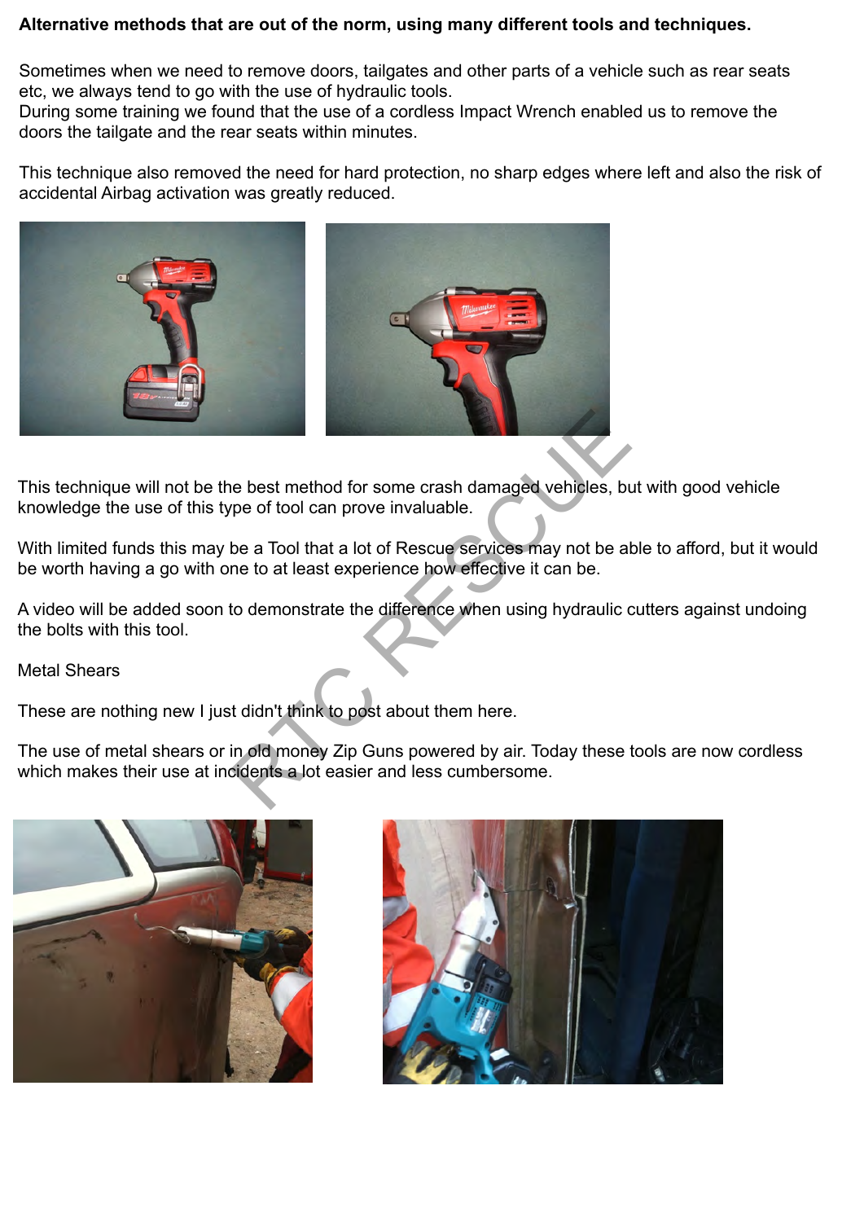**Alternative methods that are out of the norm, using many different tools and techniques.**

Sometimes when we need to remove doors, tailgates and other parts of a vehicle such as rear seats etc, we always tend to go with the use of hydraulic tools.
During some training we found that the use of a cordless Impact Wrench enabled us to remove the doors the tailgate and the rear seats within minutes.

This technique also removed the need for hard protection, no sharp edges where left and also the risk of accidental Airbag activation was greatly reduced.

This technique will not be the best method for some crash damaged vehicles, but with good vehicle knowledge the use of this type of tool can prove invaluable.

With limited funds this may be a Tool that a lot of Rescue services may not be able to afford, but it would be worth having a go with one to at least experience how effective it can be.

A video will be added soon to demonstrate the difference when using hydraulic cutters against undoing the bolts with this tool.

Metal Shears

These are nothing new I just didn't think to post about them here.

The use of metal shears or in old money Zip Guns powered by air. Today these tools are now cordless which makes their use at incidents a lot easier and less cumbersome.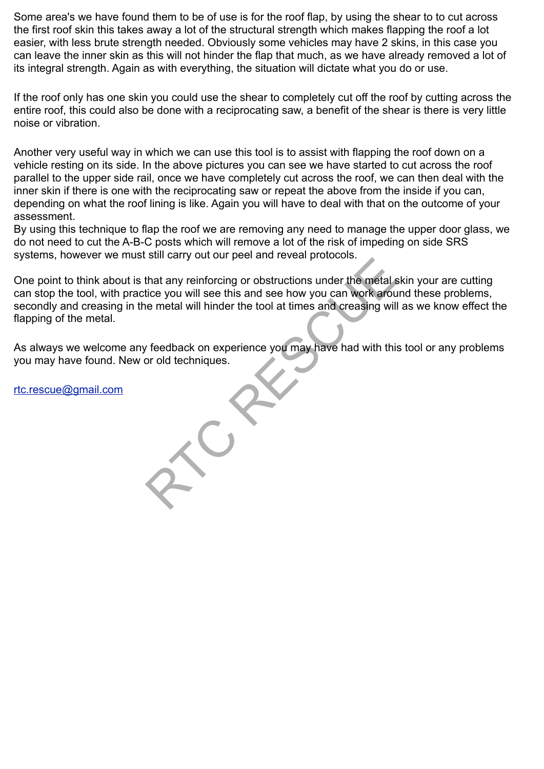Some area's we have found them to be of use is for the roof flap, by using the shear to to cut across the first roof skin this takes away a lot of the structural strength which makes flapping the roof a lot easier, with less brute strength needed. Obviously some vehicles may have 2 skins, in this case you can leave the inner skin as this will not hinder the flap that much, as we have already removed a lot of its integral strength. Again as with everything, the situation will dictate what you do or use.

If the roof only has one skin you could use the shear to completely cut off the roof by cutting across the entire roof, this could also be done with a reciprocating saw, a benefit of the shear is there is very little noise or vibration.

Another very useful way in which we can use this tool is to assist with flapping the roof down on a vehicle resting on its side. In the above pictures you can see we have started to cut across the roof parallel to the upper side rail, once we have completely cut across the roof, we can then deal with the inner skin if there is one with the reciprocating saw or repeat the above from the inside if you can, depending on what the roof lining is like. Again you will have to deal with that on the outcome of your assessment.
By using this technique to flap the roof we are removing any need to manage the upper door glass, we do not need to cut the A-B-C posts which will remove a lot of the risk of impeding on side SRS systems, however we must still carry out our peel and reveal protocols.

One point to think about is that any reinforcing or obstructions under the metal skin your are cutting can stop the tool, with practice you will see this and see how you can work around these problems, secondly and creasing in the metal will hinder the tool at times and creasing will as we know effect the flapping of the metal.

As always we welcome any feedback on experience you may have had with this tool or any problems you may have found. New or old techniques.

rtc.rescue@gmail.com